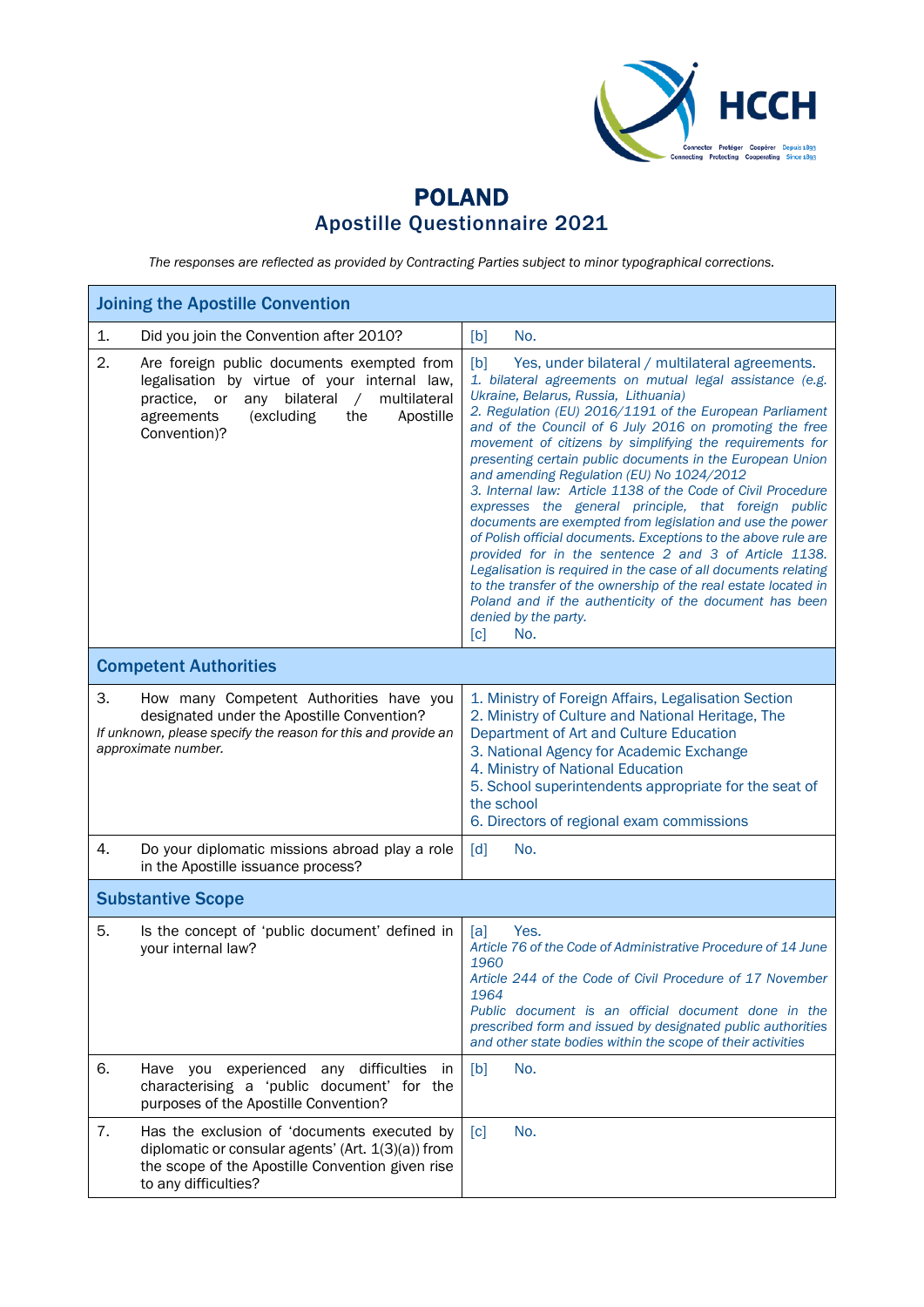# POLAND
## Apostille Questionnaire 2021

*The responses are reflected as provided by Contracting Parties subject to minor typographical corrections.*

| Joining the Apostille Convention | | |
|---|---|---|
| 1. | Did you join the Convention after 2010? | [b] No. |
| 2. | Are foreign public documents exempted from legalisation by virtue of your internal law, practice, or any bilateral / multilateral agreements (excluding the Apostille Convention)? | [b] Yes, under bilateral / multilateral agreements. *1. bilateral agreements on mutual legal assistance (e.g. Ukraine, Belarus, Russia, Lithuania)* *2. Regulation (EU) 2016/1191 of the European Parliament and of the Council of 6 July 2016 on promoting the free movement of citizens by simplifying the requirements for presenting certain public documents in the European Union and amending Regulation (EU) No 1024/2012* *3. Internal law: Article 1138 of the Code of Civil Procedure expresses the general principle, that foreign public documents are exempted from legislation and use the power of Polish official documents. Exceptions to the above rule are provided for in the sentence 2 and 3 of Article 1138. Legalisation is required in the case of all documents relating to the transfer of the ownership of the real estate located in Poland and if the authenticity of the document has been denied by the party.* [c] No. |
| **Competent Authorities** | | |
| 3. | How many Competent Authorities have you designated under the Apostille Convention? *If unknown, please specify the reason for this and provide an approximate number.* | 1. Ministry of Foreign Affairs, Legalisation Section 2. Ministry of Culture and National Heritage, The Department of Art and Culture Education 3. National Agency for Academic Exchange 4. Ministry of National Education 5. School superintendents appropriate for the seat of the school 6. Directors of regional exam commissions |
| 4. | Do your diplomatic missions abroad play a role in the Apostille issuance process? | [d] No. |
| **Substantive Scope** | | |
| 5. | Is the concept of 'public document' defined in your internal law? | [a] Yes. *Article 76 of the Code of Administrative Procedure of 14 June 1960* *Article 244 of the Code of Civil Procedure of 17 November 1964* *Public document is an official document done in the prescribed form and issued by designated public authorities and other state bodies within the scope of their activities* |
| 6. | Have you experienced any difficulties in characterising a 'public document' for the purposes of the Apostille Convention? | [b] No. |
| 7. | Has the exclusion of 'documents executed by diplomatic or consular agents' (Art. 1(3)(a)) from the scope of the Apostille Convention given rise to any difficulties? | [c] No. |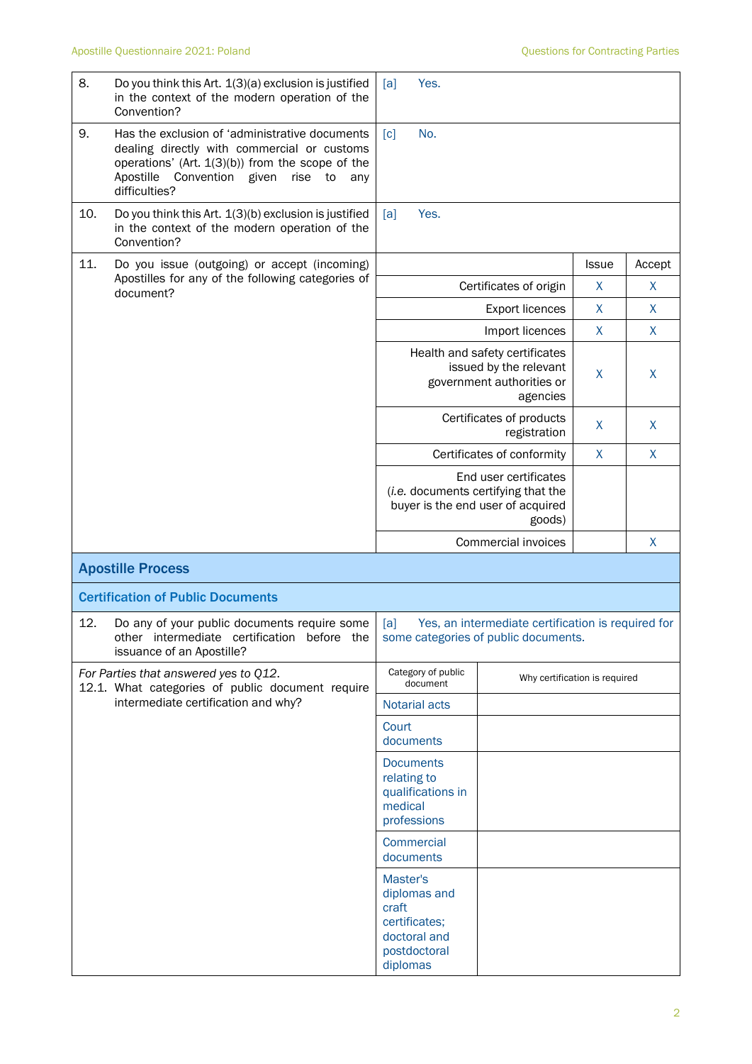| | |
|---|---|
| 8. Do you think this Art. 1(3)(a) exclusion is justified in the context of the modern operation of the Convention? | [a] Yes. |
| 9. Has the exclusion of 'administrative documents dealing directly with commercial or customs operations' (Art. 1(3)(b)) from the scope of the Apostille Convention given rise to any difficulties? | [c] No. |
| 10. Do you think this Art. 1(3)(b) exclusion is justified in the context of the modern operation of the Convention? | [a] Yes. |

11. Do you issue (outgoing) or accept (incoming) Apostilles for any of the following categories of document?

| | Issue | Accept |
|---|---|---|
| Certificates of origin | X | X |
| Export licences | X | X |
| Import licences | X | X |
| Health and safety certificates issued by the relevant government authorities or agencies | X | X |
| Certificates of products registration | X | X |
| Certificates of conformity | X | X |
| End user certificates (*i.e.* documents certifying that the buyer is the end user of acquired goods) | | |
| Commercial invoices | | X |

## Apostille Process

### Certification of Public Documents

| | |
|---|---|
| 12. Do any of your public documents require some other intermediate certification before the issuance of an Apostille? | [a] Yes, an intermediate certification is required for some categories of public documents. |

*For Parties that answered yes to Q12.*
12.1. What categories of public document require intermediate certification and why?

| Category of public document | Why certification is required |
|---|---|
| Notarial acts | |
| Court documents | |
| Documents relating to qualifications in medical professions | |
| Commercial documents | |
| Master's diplomas and craft certificates; doctoral and postdoctoral diplomas | |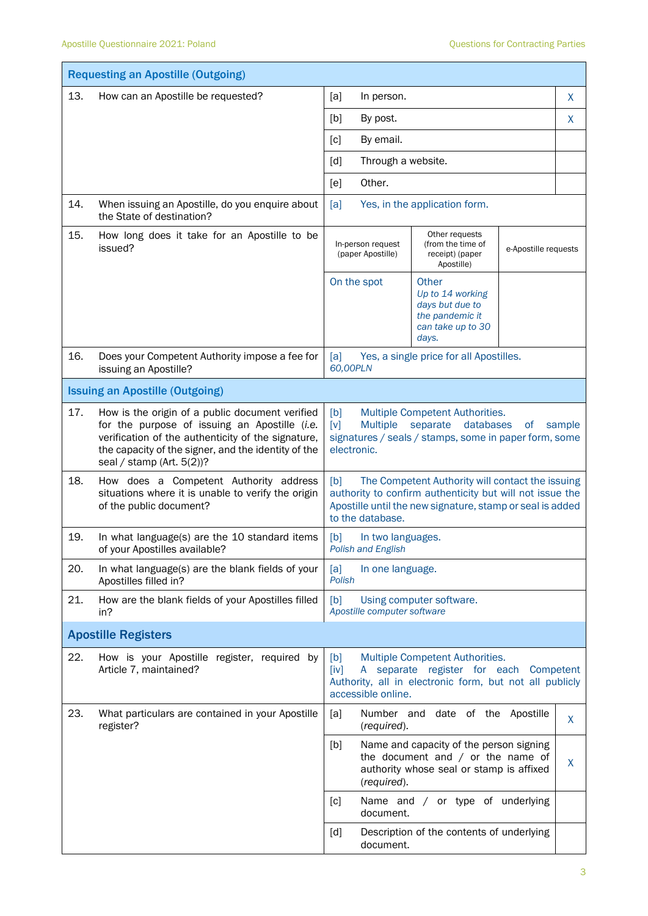| Requesting an Apostille (Outgoing) | | | | |
|---|---|---|---|---|
| 13. How can an Apostille be requested? | [a] | In person. | | X |
| | [b] | By post. | | X |
| | [c] | By email. | | |
| | [d] | Through a website. | | |
| | [e] | Other. | | |
| 14. When issuing an Apostille, do you enquire about the State of destination? | [a] Yes, in the application form. | | | |
| 15. How long does it take for an Apostille to be issued? | In-person request (paper Apostille) | Other requests (from the time of receipt) (paper Apostille) | e-Apostille requests | |
| | On the spot | Other *Up to 14 working days but due to the pandemic it can take up to 30 days.* | | |
| 16. Does your Competent Authority impose a fee for issuing an Apostille? | [a] Yes, a single price for all Apostilles. *60,00PLN* | | | |

| Issuing an Apostille (Outgoing) | |
|---|---|
| 17. How is the origin of a public document verified for the purpose of issuing an Apostille (*i.e.* verification of the authenticity of the signature, the capacity of the signer, and the identity of the seal / stamp (Art. 5(2))? | [b] Multiple Competent Authorities. [v] Multiple separate databases of sample signatures / seals / stamps, some in paper form, some electronic. |
| 18. How does a Competent Authority address situations where it is unable to verify the origin of the public document? | [b] The Competent Authority will contact the issuing authority to confirm authenticity but will not issue the Apostille until the new signature, stamp or seal is added to the database. |
| 19. In what language(s) are the 10 standard items of your Apostilles available? | [b] In two languages. *Polish and English* |
| 20. In what language(s) are the blank fields of your Apostilles filled in? | [a] In one language. *Polish* |
| 21. How are the blank fields of your Apostilles filled in? | [b] Using computer software. *Apostille computer software* |

| Apostille Registers | | | |
|---|---|---|---|
| 22. How is your Apostille register, required by Article 7, maintained? | [b] Multiple Competent Authorities. [iv] A separate register for each Competent Authority, all in electronic form, but not all publicly accessible online. | | |
| 23. What particulars are contained in your Apostille register? | [a] | Number and date of the Apostille (*required*). | X |
| | [b] | Name and capacity of the person signing the document and / or the name of authority whose seal or stamp is affixed (*required*). | X |
| | [c] | Name and / or type of underlying document. | |
| | [d] | Description of the contents of underlying document. | |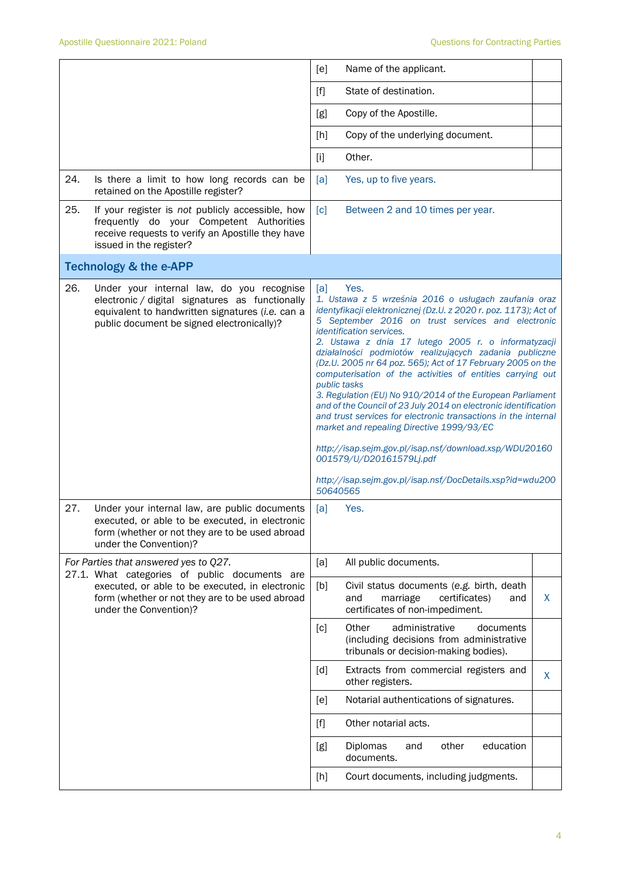| | | | |
|---|---|---|---|
| | [e] | Name of the applicant. | |
| | [f] | State of destination. | |
| | [g] | Copy of the Apostille. | |
| | [h] | Copy of the underlying document. | |
| | [i] | Other. | |
| 24. Is there a limit to how long records can be retained on the Apostille register? | [a] | Yes, up to five years. | |
| 25. If your register is *not* publicly accessible, how frequently do your Competent Authorities receive requests to verify an Apostille they have issued in the register? | [c] | Between 2 and 10 times per year. | |

## Technology & the e-APP

| | | | |
|---|---|---|---|
| 26. Under your internal law, do you recognise electronic / digital signatures as functionally equivalent to handwritten signatures (*i.e.* can a public document be signed electronically)? | [a] | Yes.<br>*1. Ustawa z 5 września 2016 o usługach zaufania oraz identyfikacji elektronicznej (Dz.U. z 2020 r. poz. 1173); Act of 5 September 2016 on trust services and electronic identification services.*<br>*2. Ustawa z dnia 17 lutego 2005 r. o informatyzacji działalności podmiotów realizujących zadania publiczne (Dz.U. 2005 nr 64 poz. 565); Act of 17 February 2005 on the computerisation of the activities of entities carrying out public tasks*<br>*3. Regulation (EU) No 910/2014 of the European Parliament and of the Council of 23 July 2014 on electronic identification and trust services for electronic transactions in the internal market and repealing Directive 1999/93/EC*<br><br>*http://isap.sejm.gov.pl/isap.nsf/download.xsp/WDU20160001579/U/D20161579Lj.pdf*<br><br>*http://isap.sejm.gov.pl/isap.nsf/DocDetails.xsp?id=wdu20050640565* | |
| 27. Under your internal law, are public documents executed, or able to be executed, in electronic form (whether or not they are to be used abroad under the Convention)? | [a] | Yes. | |
| *For Parties that answered yes to Q27.*<br>27.1. What categories of public documents are executed, or able to be executed, in electronic form (whether or not they are to be used abroad under the Convention)? | [a] | All public documents. | |
| | [b] | Civil status documents (*e.g.* birth, death and marriage certificates) and certificates of non-impediment. | X |
| | [c] | Other administrative documents (including decisions from administrative tribunals or decision-making bodies). | |
| | [d] | Extracts from commercial registers and other registers. | X |
| | [e] | Notarial authentications of signatures. | |
| | [f] | Other notarial acts. | |
| | [g] | Diplomas and other education documents. | |
| | [h] | Court documents, including judgments. | |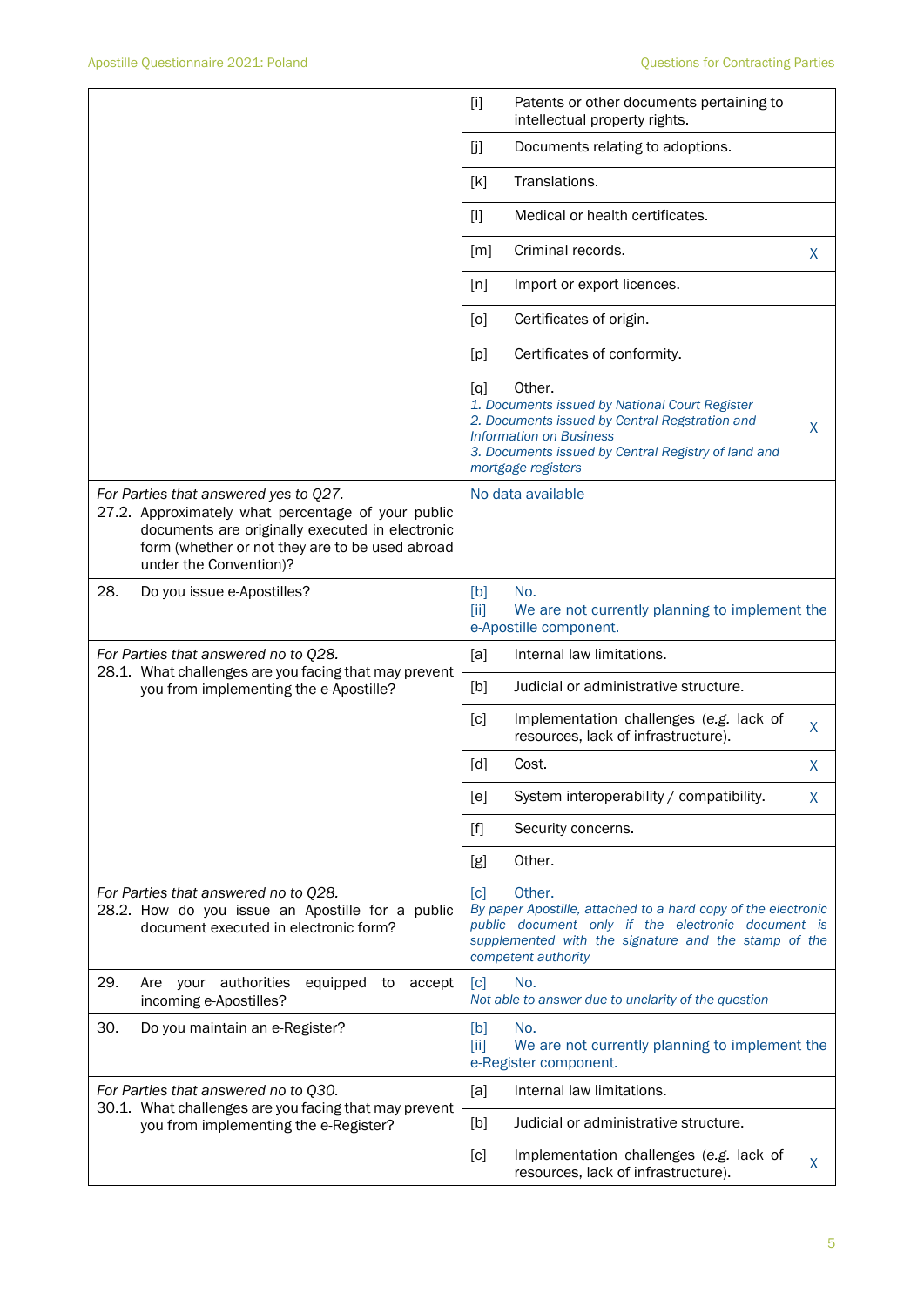| | | |
|---|---|---|
| | [i] Patents or other documents pertaining to intellectual property rights. | |
| | [j] Documents relating to adoptions. | |
| | [k] Translations. | |
| | [l] Medical or health certificates. | |
| | [m] Criminal records. | X |
| | [n] Import or export licences. | |
| | [o] Certificates of origin. | |
| | [p] Certificates of conformity. | |
| | [q] Other.<br>*1. Documents issued by National Court Register*<br>*2. Documents issued by Central Regstration and Information on Business*<br>*3. Documents issued by Central Registry of land and mortgage registers* | X |
| *For Parties that answered yes to Q27.*<br>27.2. Approximately what percentage of your public documents are originally executed in electronic form (whether or not they are to be used abroad under the Convention)? | No data available | |
| 28. Do you issue e-Apostilles? | [b] No.<br>[ii] We are not currently planning to implement the e-Apostille component. | |
| *For Parties that answered no to Q28.*<br>28.1. What challenges are you facing that may prevent you from implementing the e-Apostille? | [a] Internal law limitations. | |
| | [b] Judicial or administrative structure. | |
| | [c] Implementation challenges (e.g. lack of resources, lack of infrastructure). | X |
| | [d] Cost. | X |
| | [e] System interoperability / compatibility. | X |
| | [f] Security concerns. | |
| | [g] Other. | |
| *For Parties that answered no to Q28.*<br>28.2. How do you issue an Apostille for a public document executed in electronic form? | [c] Other.<br>*By paper Apostille, attached to a hard copy of the electronic public document only if the electronic document is supplemented with the signature and the stamp of the competent authority* | |
| 29. Are your authorities equipped to accept incoming e-Apostilles? | [c] No.<br>*Not able to answer due to unclarity of the question* | |
| 30. Do you maintain an e-Register? | [b] No.<br>[ii] We are not currently planning to implement the e-Register component. | |
| *For Parties that answered no to Q30.*<br>30.1. What challenges are you facing that may prevent you from implementing the e-Register? | [a] Internal law limitations. | |
| | [b] Judicial or administrative structure. | |
| | [c] Implementation challenges (e.g. lack of resources, lack of infrastructure). | X |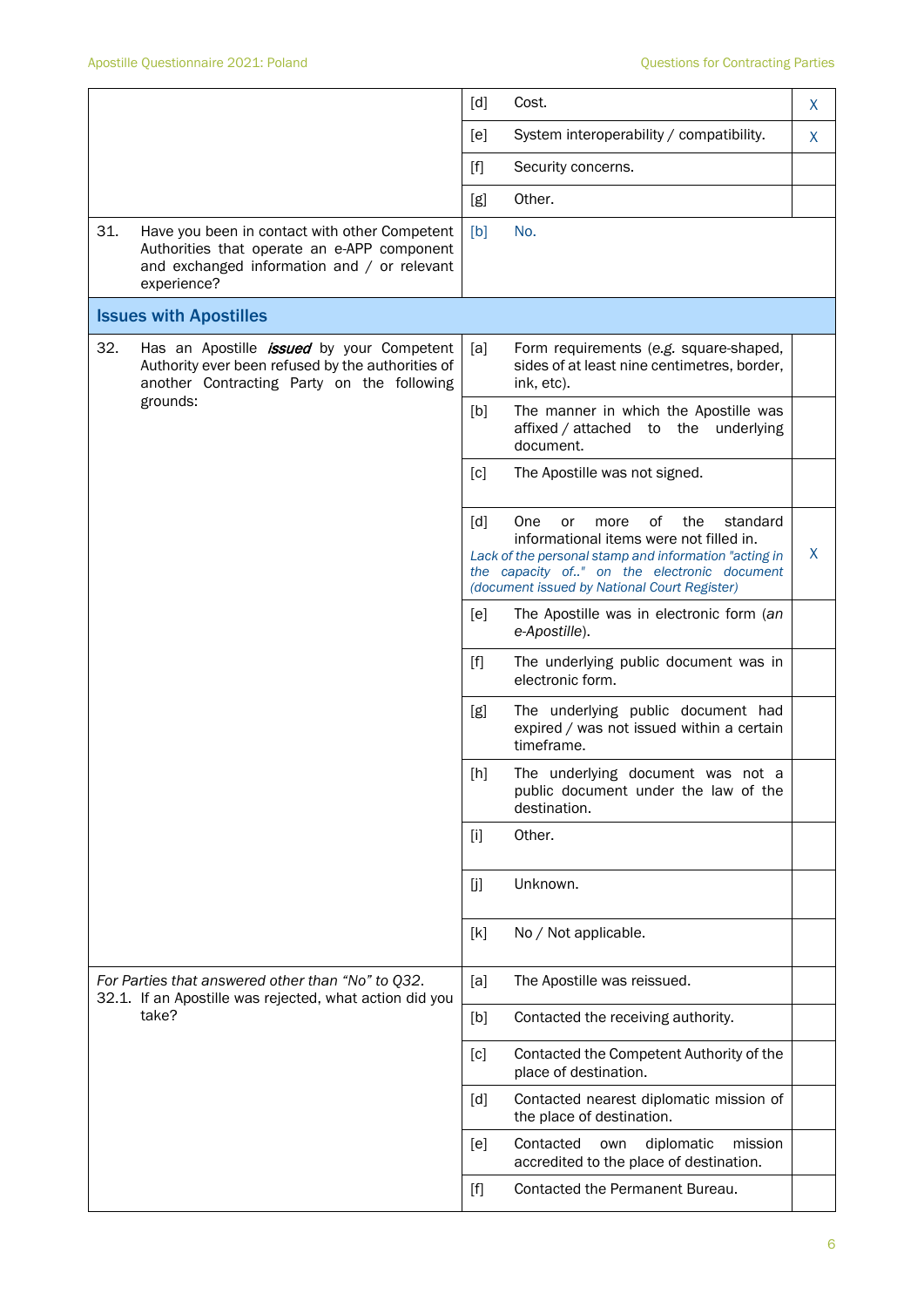| | | | |
|---|---|---|---|
| | [d] | Cost. | X |
| | [e] | System interoperability / compatibility. | X |
| | [f] | Security concerns. | |
| | [g] | Other. | |
| 31. Have you been in contact with other Competent Authorities that operate an e-APP component and exchanged information and / or relevant experience? | [b] | No. | |

## Issues with Apostilles

| | | | |
|---|---|---|---|
| 32. Has an Apostille ***issued*** by your Competent Authority ever been refused by the authorities of another Contracting Party on the following grounds: | [a] | Form requirements (*e.g.* square-shaped, sides of at least nine centimetres, border, ink, etc). | |
| | [b] | The manner in which the Apostille was affixed / attached to the underlying document. | |
| | [c] | The Apostille was not signed. | |
| | [d] | One or more of the standard informational items were not filled in. *Lack of the personal stamp and information "acting in the capacity of.." on the electronic document (document issued by National Court Register)* | X |
| | [e] | The Apostille was in electronic form (*an e-Apostille*). | |
| | [f] | The underlying public document was in electronic form. | |
| | [g] | The underlying public document had expired / was not issued within a certain timeframe. | |
| | [h] | The underlying document was not a public document under the law of the destination. | |
| | [i] | Other. | |
| | [j] | Unknown. | |
| | [k] | No / Not applicable. | |
| *For Parties that answered other than "No" to Q32.* 32.1. If an Apostille was rejected, what action did you take? | [a] | The Apostille was reissued. | |
| | [b] | Contacted the receiving authority. | |
| | [c] | Contacted the Competent Authority of the place of destination. | |
| | [d] | Contacted nearest diplomatic mission of the place of destination. | |
| | [e] | Contacted own diplomatic mission accredited to the place of destination. | |
| | [f] | Contacted the Permanent Bureau. | |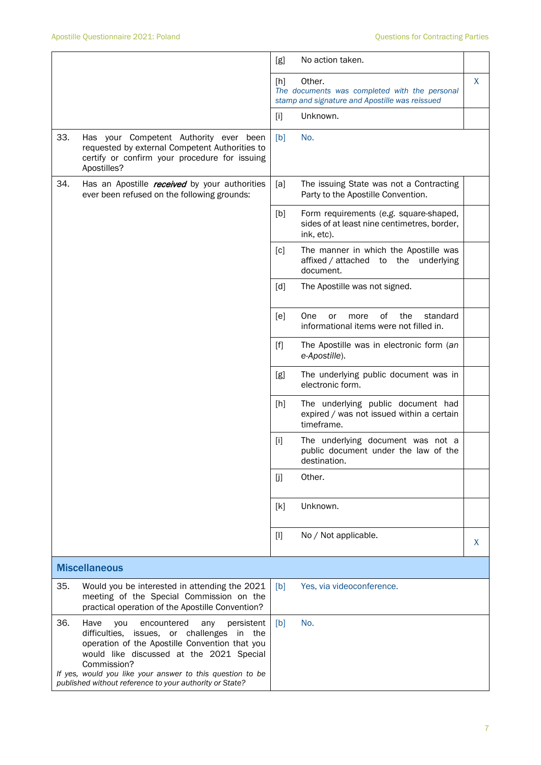| | | | |
|---|---|---|---|
| | [g] | No action taken. | |
| | [h] | Other. *The documents was completed with the personal stamp and signature and Apostille was reissued* | X |
| | [i] | Unknown. | |
| 33. Has your Competent Authority ever been requested by external Competent Authorities to certify or confirm your procedure for issuing Apostilles? | [b] | No. | |
| 34. Has an Apostille ***received*** by your authorities ever been refused on the following grounds: | [a] | The issuing State was not a Contracting Party to the Apostille Convention. | |
| | [b] | Form requirements (*e.g.* square-shaped, sides of at least nine centimetres, border, ink, etc). | |
| | [c] | The manner in which the Apostille was affixed / attached to the underlying document. | |
| | [d] | The Apostille was not signed. | |
| | [e] | One or more of the standard informational items were not filled in. | |
| | [f] | The Apostille was in electronic form (*an e-Apostille*). | |
| | [g] | The underlying public document was in electronic form. | |
| | [h] | The underlying public document had expired / was not issued within a certain timeframe. | |
| | [i] | The underlying document was not a public document under the law of the destination. | |
| | [j] | Other. | |
| | [k] | Unknown. | |
| | [l] | No / Not applicable. | X |
| **Miscellaneous** | | | |
| 35. Would you be interested in attending the 2021 meeting of the Special Commission on the practical operation of the Apostille Convention? | [b] | Yes, via videoconference. | |
| 36. Have you encountered any persistent difficulties, issues, or challenges in the operation of the Apostille Convention that you would like discussed at the 2021 Special Commission? *If yes, would you like your answer to this question to be published without reference to your authority or State?* | [b] | No. | |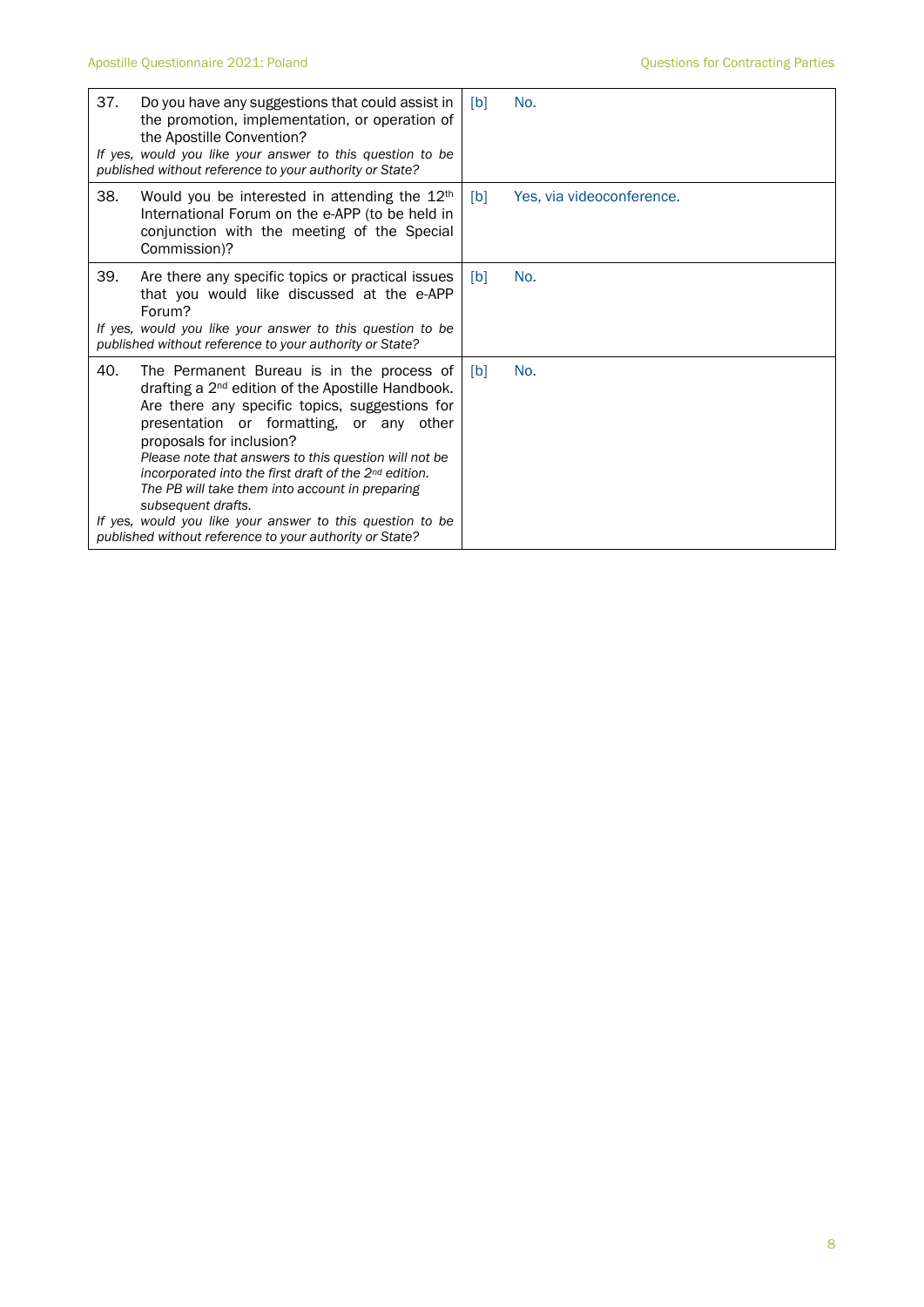| | | |
|---|---|---|
| 37. Do you have any suggestions that could assist in the promotion, implementation, or operation of the Apostille Convention?<br>*If yes, would you like your answer to this question to be published without reference to your authority or State?* | [b] | No. |
| 38. Would you be interested in attending the 12th International Forum on the e-APP (to be held in conjunction with the meeting of the Special Commission)? | [b] | Yes, via videoconference. |
| 39. Are there any specific topics or practical issues that you would like discussed at the e-APP Forum?<br>*If yes, would you like your answer to this question to be published without reference to your authority or State?* | [b] | No. |
| 40. The Permanent Bureau is in the process of drafting a 2nd edition of the Apostille Handbook. Are there any specific topics, suggestions for presentation or formatting, or any other proposals for inclusion?<br>*Please note that answers to this question will not be incorporated into the first draft of the 2nd edition. The PB will take them into account in preparing subsequent drafts.*<br>*If yes, would you like your answer to this question to be published without reference to your authority or State?* | [b] | No. |